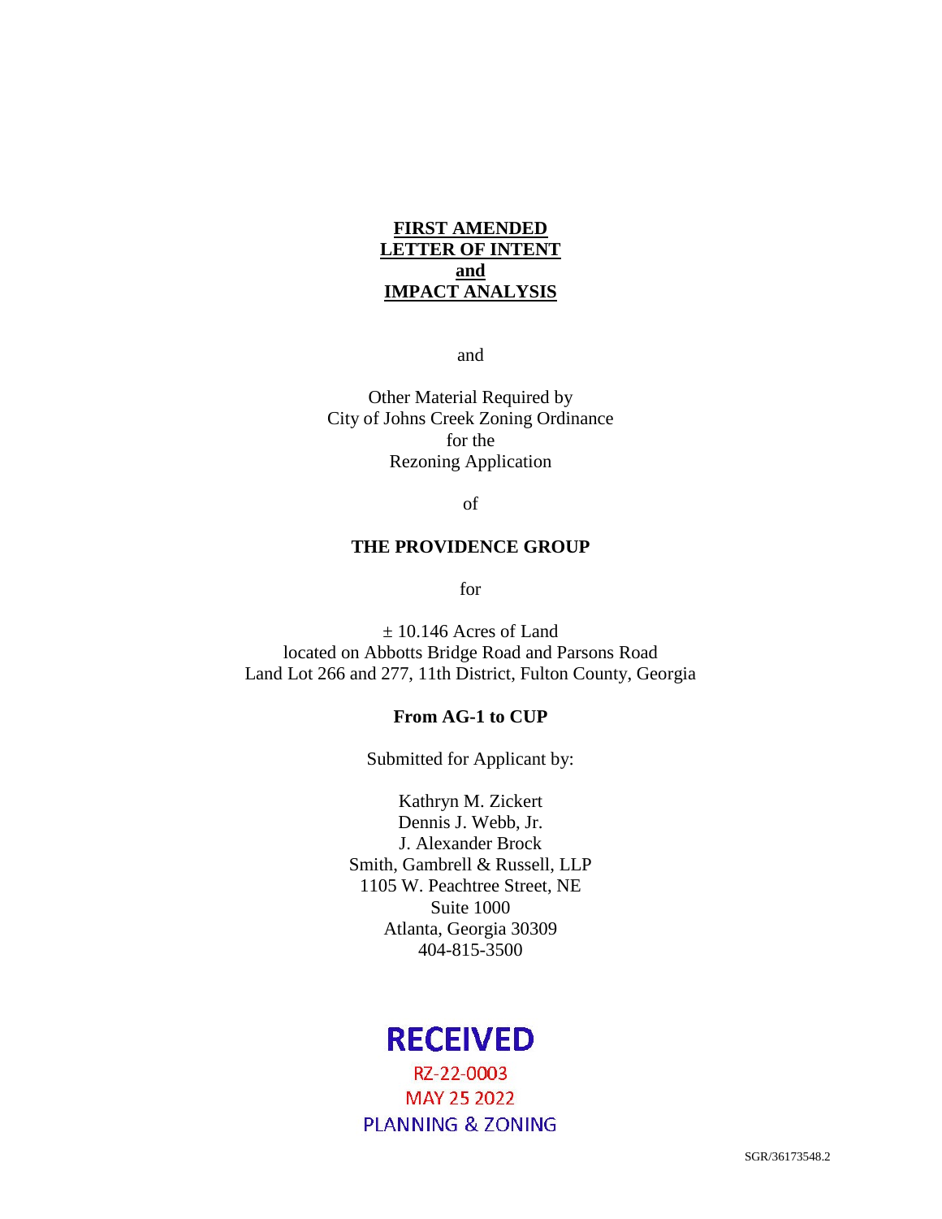**FIRST AMENDED**
**LETTER OF INTENT**
**and**
**IMPACT ANALYSIS**

and

Other Material Required by
City of Johns Creek Zoning Ordinance
for the
Rezoning Application

of

**THE PROVIDENCE GROUP**

for

± 10.146 Acres of Land
located on Abbotts Bridge Road and Parsons Road
Land Lot 266 and 277, 11th District, Fulton County, Georgia

**From AG-1 to CUP**

Submitted for Applicant by:

Kathryn M. Zickert
Dennis J. Webb, Jr.
J. Alexander Brock
Smith, Gambrell & Russell, LLP
1105 W. Peachtree Street, NE
Suite 1000
Atlanta, Georgia 30309
404-815-3500

**RECEIVED**
RZ-22-0003
MAY 25 2022
PLANNING & ZONING

SGR/36173548.2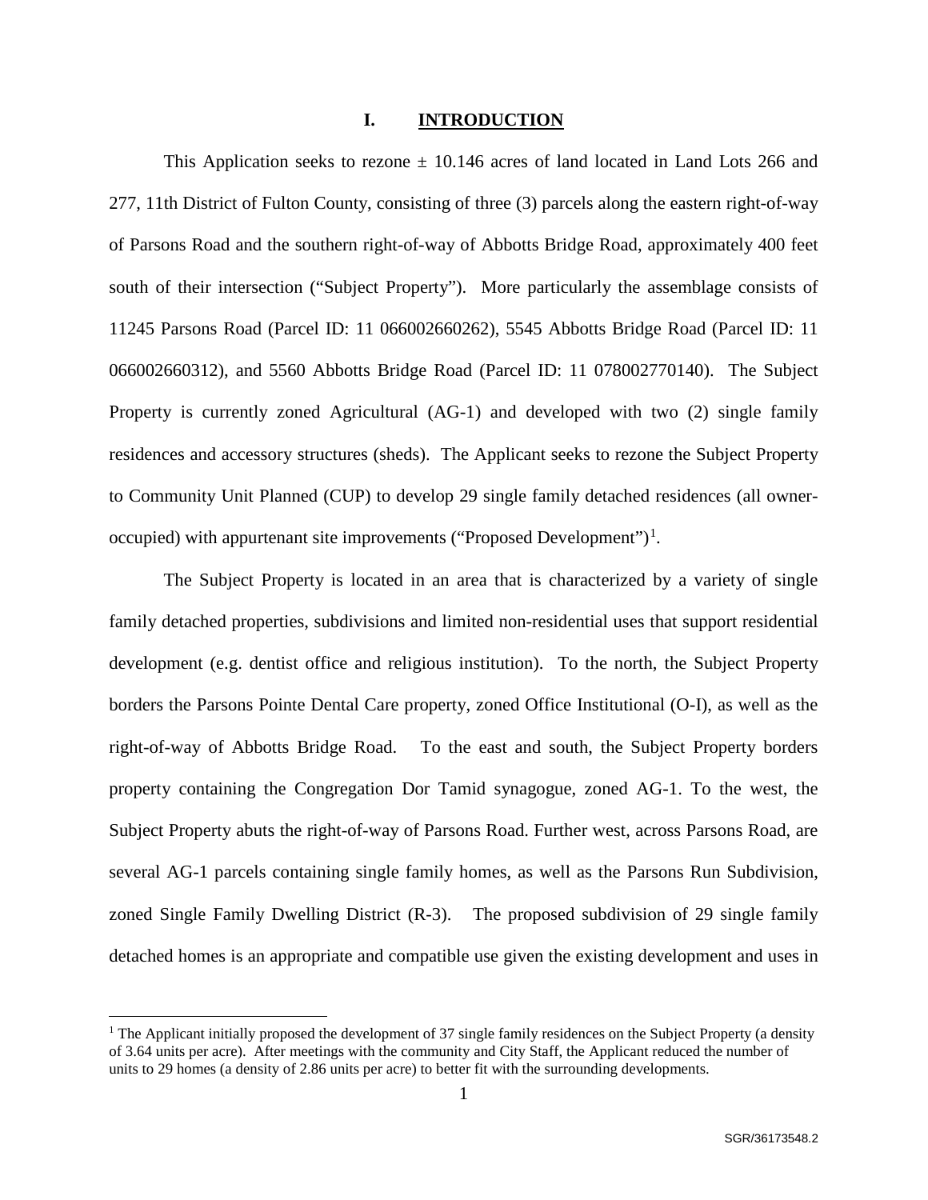# I. INTRODUCTION

This Application seeks to rezone ± 10.146 acres of land located in Land Lots 266 and 277, 11th District of Fulton County, consisting of three (3) parcels along the eastern right-of-way of Parsons Road and the southern right-of-way of Abbotts Bridge Road, approximately 400 feet south of their intersection ("Subject Property"). More particularly the assemblage consists of 11245 Parsons Road (Parcel ID: 11 066002660262), 5545 Abbotts Bridge Road (Parcel ID: 11 066002660312), and 5560 Abbotts Bridge Road (Parcel ID: 11 078002770140). The Subject Property is currently zoned Agricultural (AG-1) and developed with two (2) single family residences and accessory structures (sheds). The Applicant seeks to rezone the Subject Property to Community Unit Planned (CUP) to develop 29 single family detached residences (all owner-occupied) with appurtenant site improvements ("Proposed Development")[1].

The Subject Property is located in an area that is characterized by a variety of single family detached properties, subdivisions and limited non-residential uses that support residential development (e.g. dentist office and religious institution). To the north, the Subject Property borders the Parsons Pointe Dental Care property, zoned Office Institutional (O-I), as well as the right-of-way of Abbotts Bridge Road. To the east and south, the Subject Property borders property containing the Congregation Dor Tamid synagogue, zoned AG-1. To the west, the Subject Property abuts the right-of-way of Parsons Road. Further west, across Parsons Road, are several AG-1 parcels containing single family homes, as well as the Parsons Run Subdivision, zoned Single Family Dwelling District (R-3). The proposed subdivision of 29 single family detached homes is an appropriate and compatible use given the existing development and uses in

---

[1] The Applicant initially proposed the development of 37 single family residences on the Subject Property (a density of 3.64 units per acre). After meetings with the community and City Staff, the Applicant reduced the number of units to 29 homes (a density of 2.86 units per acre) to better fit with the surrounding developments.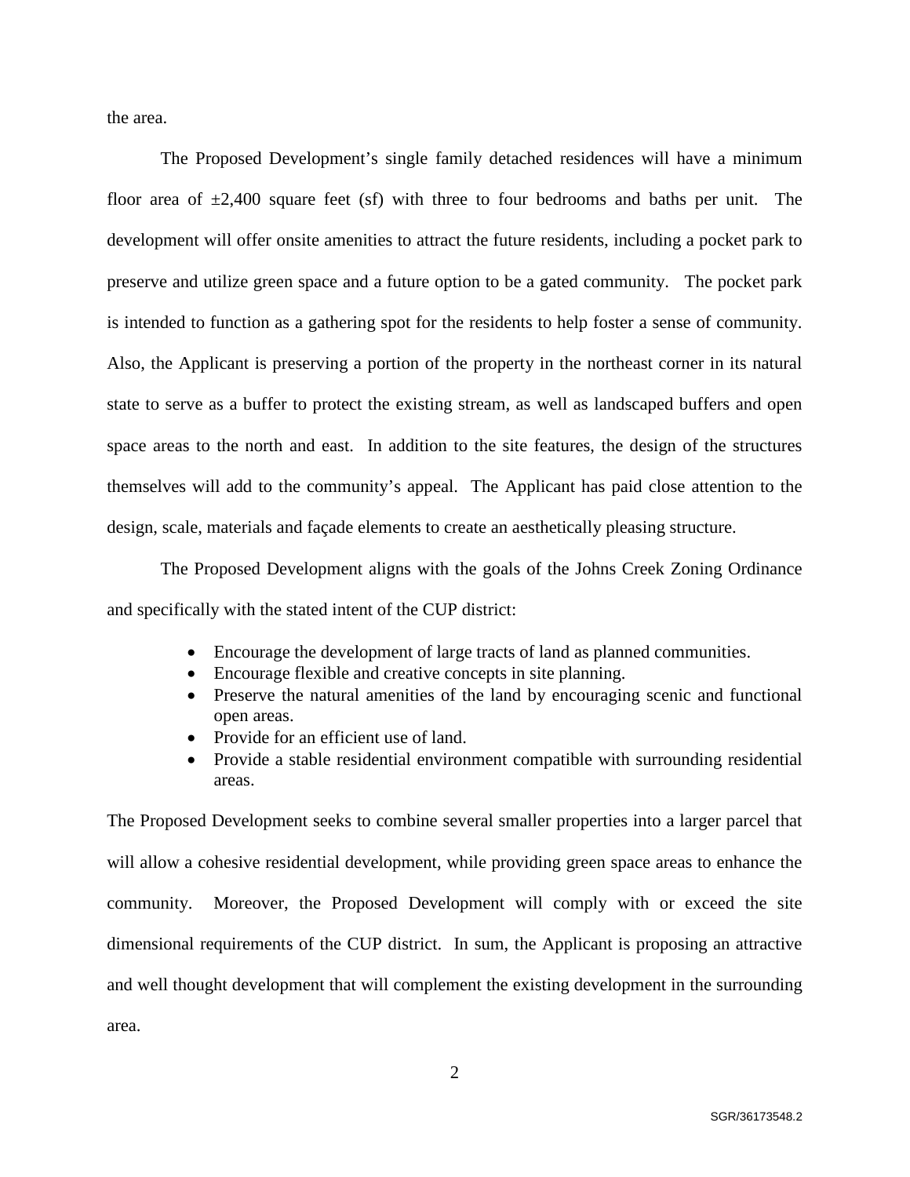the area.

The Proposed Development's single family detached residences will have a minimum floor area of ±2,400 square feet (sf) with three to four bedrooms and baths per unit. The development will offer onsite amenities to attract the future residents, including a pocket park to preserve and utilize green space and a future option to be a gated community. The pocket park is intended to function as a gathering spot for the residents to help foster a sense of community. Also, the Applicant is preserving a portion of the property in the northeast corner in its natural state to serve as a buffer to protect the existing stream, as well as landscaped buffers and open space areas to the north and east. In addition to the site features, the design of the structures themselves will add to the community's appeal. The Applicant has paid close attention to the design, scale, materials and façade elements to create an aesthetically pleasing structure.

The Proposed Development aligns with the goals of the Johns Creek Zoning Ordinance and specifically with the stated intent of the CUP district:

- Encourage the development of large tracts of land as planned communities.
- Encourage flexible and creative concepts in site planning.
- Preserve the natural amenities of the land by encouraging scenic and functional open areas.
- Provide for an efficient use of land.
- Provide a stable residential environment compatible with surrounding residential areas.

The Proposed Development seeks to combine several smaller properties into a larger parcel that will allow a cohesive residential development, while providing green space areas to enhance the community. Moreover, the Proposed Development will comply with or exceed the site dimensional requirements of the CUP district. In sum, the Applicant is proposing an attractive and well thought development that will complement the existing development in the surrounding area.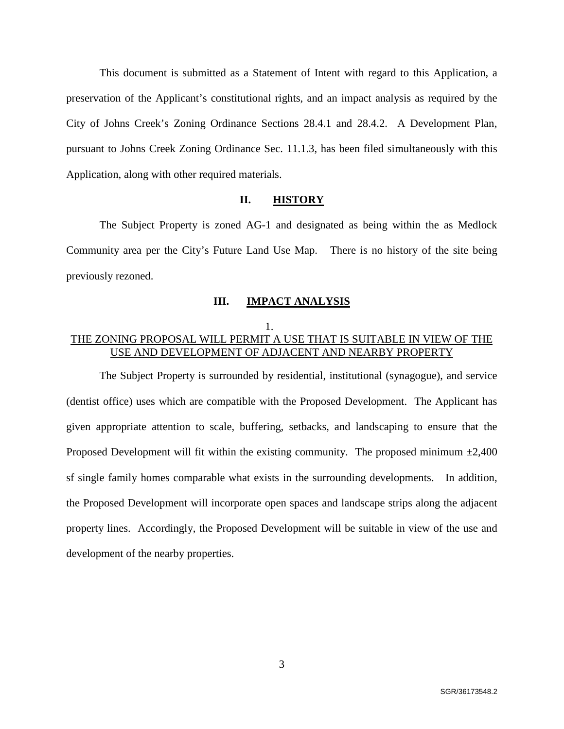This document is submitted as a Statement of Intent with regard to this Application, a preservation of the Applicant's constitutional rights, and an impact analysis as required by the City of Johns Creek's Zoning Ordinance Sections 28.4.1 and 28.4.2. A Development Plan, pursuant to Johns Creek Zoning Ordinance Sec. 11.1.3, has been filed simultaneously with this Application, along with other required materials.

## II. HISTORY

The Subject Property is zoned AG-1 and designated as being within the as Medlock Community area per the City's Future Land Use Map. There is no history of the site being previously rezoned.

## III. IMPACT ANALYSIS

### 1.
### THE ZONING PROPOSAL WILL PERMIT A USE THAT IS SUITABLE IN VIEW OF THE USE AND DEVELOPMENT OF ADJACENT AND NEARBY PROPERTY

The Subject Property is surrounded by residential, institutional (synagogue), and service (dentist office) uses which are compatible with the Proposed Development. The Applicant has given appropriate attention to scale, buffering, setbacks, and landscaping to ensure that the Proposed Development will fit within the existing community. The proposed minimum ±2,400 sf single family homes comparable what exists in the surrounding developments. In addition, the Proposed Development will incorporate open spaces and landscape strips along the adjacent property lines. Accordingly, the Proposed Development will be suitable in view of the use and development of the nearby properties.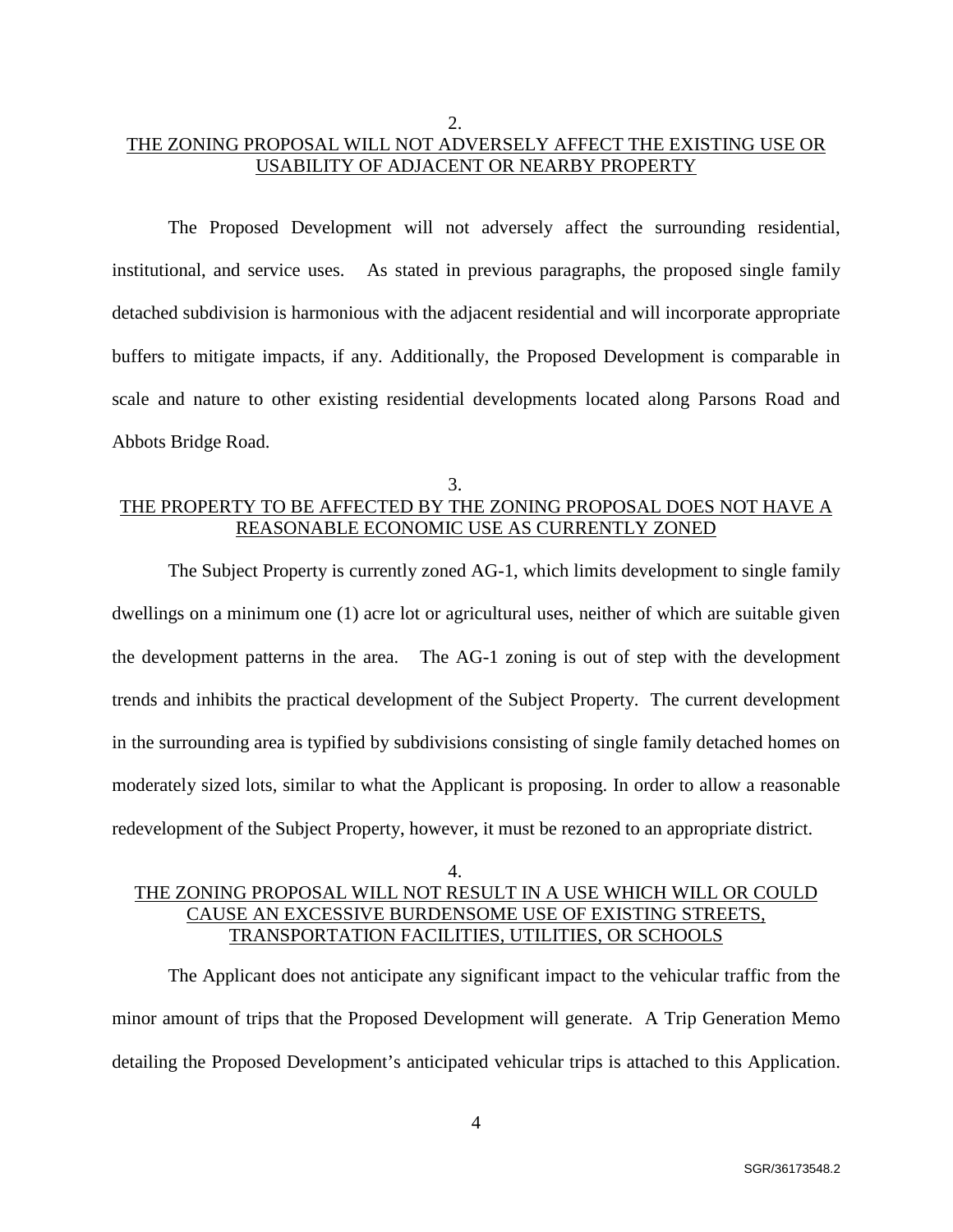2.

<u>THE ZONING PROPOSAL WILL NOT ADVERSELY AFFECT THE EXISTING USE OR USABILITY OF ADJACENT OR NEARBY PROPERTY</u>

The Proposed Development will not adversely affect the surrounding residential, institutional, and service uses. As stated in previous paragraphs, the proposed single family detached subdivision is harmonious with the adjacent residential and will incorporate appropriate buffers to mitigate impacts, if any. Additionally, the Proposed Development is comparable in scale and nature to other existing residential developments located along Parsons Road and Abbots Bridge Road.

3.

<u>THE PROPERTY TO BE AFFECTED BY THE ZONING PROPOSAL DOES NOT HAVE A REASONABLE ECONOMIC USE AS CURRENTLY ZONED</u>

The Subject Property is currently zoned AG-1, which limits development to single family dwellings on a minimum one (1) acre lot or agricultural uses, neither of which are suitable given the development patterns in the area. The AG-1 zoning is out of step with the development trends and inhibits the practical development of the Subject Property. The current development in the surrounding area is typified by subdivisions consisting of single family detached homes on moderately sized lots, similar to what the Applicant is proposing. In order to allow a reasonable redevelopment of the Subject Property, however, it must be rezoned to an appropriate district.

4.

<u>THE ZONING PROPOSAL WILL NOT RESULT IN A USE WHICH WILL OR COULD CAUSE AN EXCESSIVE BURDENSOME USE OF EXISTING STREETS, TRANSPORTATION FACILITIES, UTILITIES, OR SCHOOLS</u>

The Applicant does not anticipate any significant impact to the vehicular traffic from the minor amount of trips that the Proposed Development will generate. A Trip Generation Memo detailing the Proposed Development's anticipated vehicular trips is attached to this Application.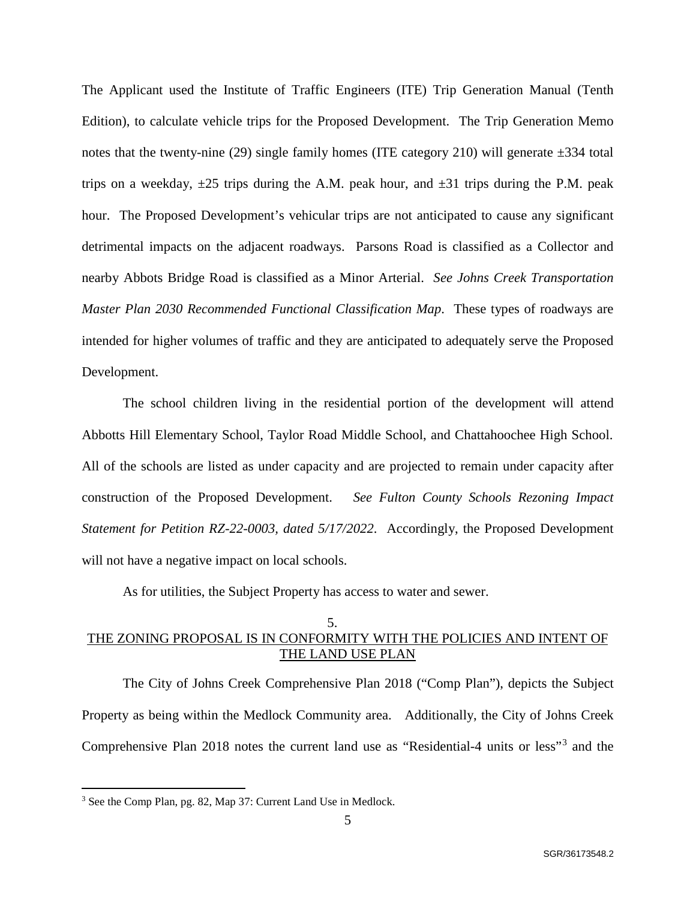The Applicant used the Institute of Traffic Engineers (ITE) Trip Generation Manual (Tenth Edition), to calculate vehicle trips for the Proposed Development. The Trip Generation Memo notes that the twenty-nine (29) single family homes (ITE category 210) will generate ±334 total trips on a weekday, ±25 trips during the A.M. peak hour, and ±31 trips during the P.M. peak hour. The Proposed Development's vehicular trips are not anticipated to cause any significant detrimental impacts on the adjacent roadways. Parsons Road is classified as a Collector and nearby Abbots Bridge Road is classified as a Minor Arterial. *See Johns Creek Transportation Master Plan 2030 Recommended Functional Classification Map*. These types of roadways are intended for higher volumes of traffic and they are anticipated to adequately serve the Proposed Development.

The school children living in the residential portion of the development will attend Abbotts Hill Elementary School, Taylor Road Middle School, and Chattahoochee High School. All of the schools are listed as under capacity and are projected to remain under capacity after construction of the Proposed Development. *See Fulton County Schools Rezoning Impact Statement for Petition RZ-22-0003, dated 5/17/2022*. Accordingly, the Proposed Development will not have a negative impact on local schools.

As for utilities, the Subject Property has access to water and sewer.

## 5. THE ZONING PROPOSAL IS IN CONFORMITY WITH THE POLICIES AND INTENT OF THE LAND USE PLAN

The City of Johns Creek Comprehensive Plan 2018 ("Comp Plan"), depicts the Subject Property as being within the Medlock Community area. Additionally, the City of Johns Creek Comprehensive Plan 2018 notes the current land use as "Residential-4 units or less"[3] and the

[3] See the Comp Plan, pg. 82, Map 37: Current Land Use in Medlock.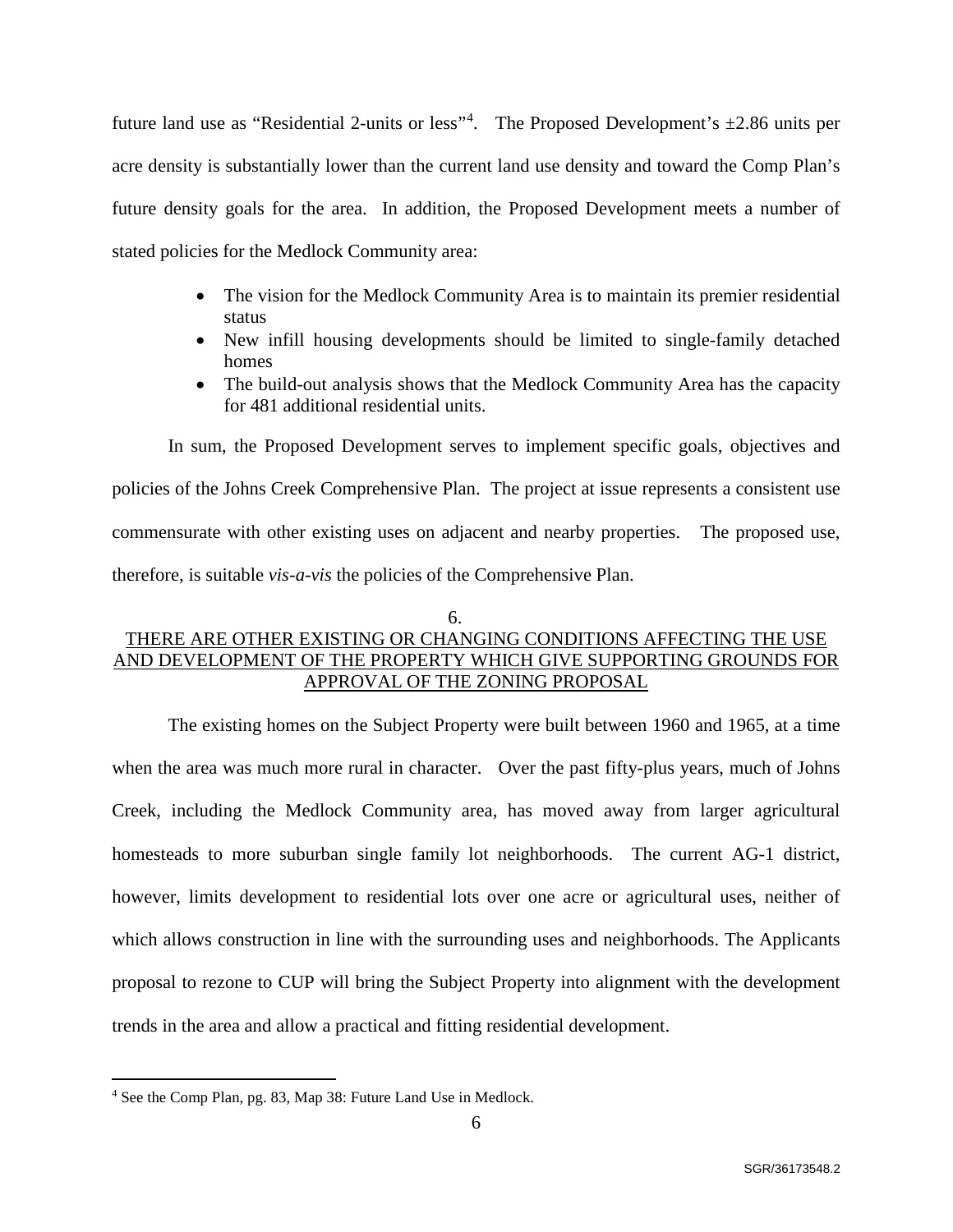future land use as "Residential 2-units or less"[4]. The Proposed Development's ±2.86 units per acre density is substantially lower than the current land use density and toward the Comp Plan's future density goals for the area. In addition, the Proposed Development meets a number of stated policies for the Medlock Community area:

- The vision for the Medlock Community Area is to maintain its premier residential status
- New infill housing developments should be limited to single-family detached homes
- The build-out analysis shows that the Medlock Community Area has the capacity for 481 additional residential units.

In sum, the Proposed Development serves to implement specific goals, objectives and policies of the Johns Creek Comprehensive Plan. The project at issue represents a consistent use commensurate with other existing uses on adjacent and nearby properties. The proposed use, therefore, is suitable *vis-a-vis* the policies of the Comprehensive Plan.

6.

THERE ARE OTHER EXISTING OR CHANGING CONDITIONS AFFECTING THE USE AND DEVELOPMENT OF THE PROPERTY WHICH GIVE SUPPORTING GROUNDS FOR APPROVAL OF THE ZONING PROPOSAL

The existing homes on the Subject Property were built between 1960 and 1965, at a time when the area was much more rural in character. Over the past fifty-plus years, much of Johns Creek, including the Medlock Community area, has moved away from larger agricultural homesteads to more suburban single family lot neighborhoods. The current AG-1 district, however, limits development to residential lots over one acre or agricultural uses, neither of which allows construction in line with the surrounding uses and neighborhoods. The Applicants proposal to rezone to CUP will bring the Subject Property into alignment with the development trends in the area and allow a practical and fitting residential development.

[4] See the Comp Plan, pg. 83, Map 38: Future Land Use in Medlock.

SGR/36173548.2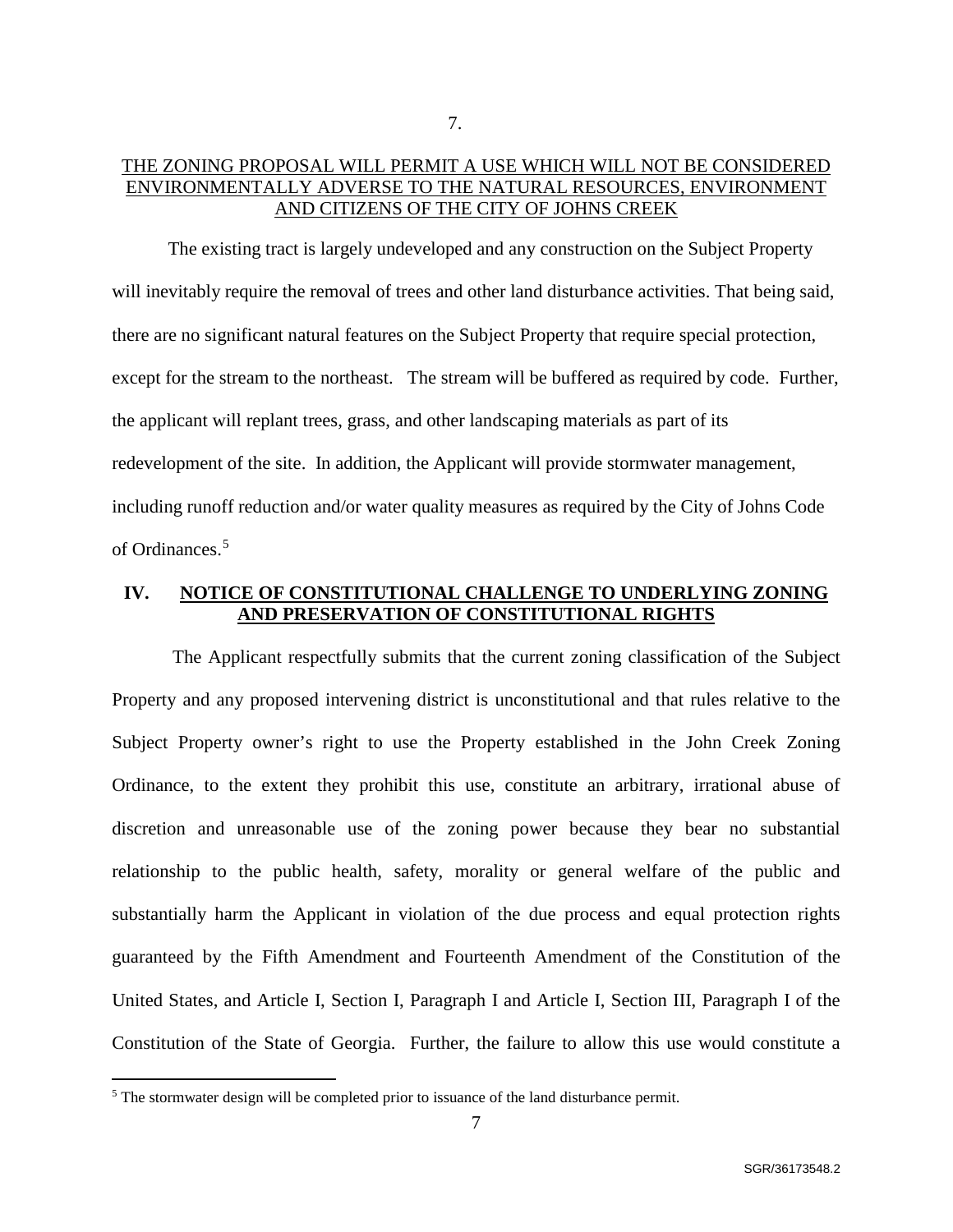7.

THE ZONING PROPOSAL WILL PERMIT A USE WHICH WILL NOT BE CONSIDERED ENVIRONMENTALLY ADVERSE TO THE NATURAL RESOURCES, ENVIRONMENT AND CITIZENS OF THE CITY OF JOHNS CREEK

The existing tract is largely undeveloped and any construction on the Subject Property will inevitably require the removal of trees and other land disturbance activities. That being said, there are no significant natural features on the Subject Property that require special protection, except for the stream to the northeast. The stream will be buffered as required by code. Further, the applicant will replant trees, grass, and other landscaping materials as part of its redevelopment of the site. In addition, the Applicant will provide stormwater management, including runoff reduction and/or water quality measures as required by the City of Johns Code of Ordinances.[5]

## IV. NOTICE OF CONSTITUTIONAL CHALLENGE TO UNDERLYING ZONING AND PRESERVATION OF CONSTITUTIONAL RIGHTS

The Applicant respectfully submits that the current zoning classification of the Subject Property and any proposed intervening district is unconstitutional and that rules relative to the Subject Property owner's right to use the Property established in the John Creek Zoning Ordinance, to the extent they prohibit this use, constitute an arbitrary, irrational abuse of discretion and unreasonable use of the zoning power because they bear no substantial relationship to the public health, safety, morality or general welfare of the public and substantially harm the Applicant in violation of the due process and equal protection rights guaranteed by the Fifth Amendment and Fourteenth Amendment of the Constitution of the United States, and Article I, Section I, Paragraph I and Article I, Section III, Paragraph I of the Constitution of the State of Georgia. Further, the failure to allow this use would constitute a

[5] The stormwater design will be completed prior to issuance of the land disturbance permit.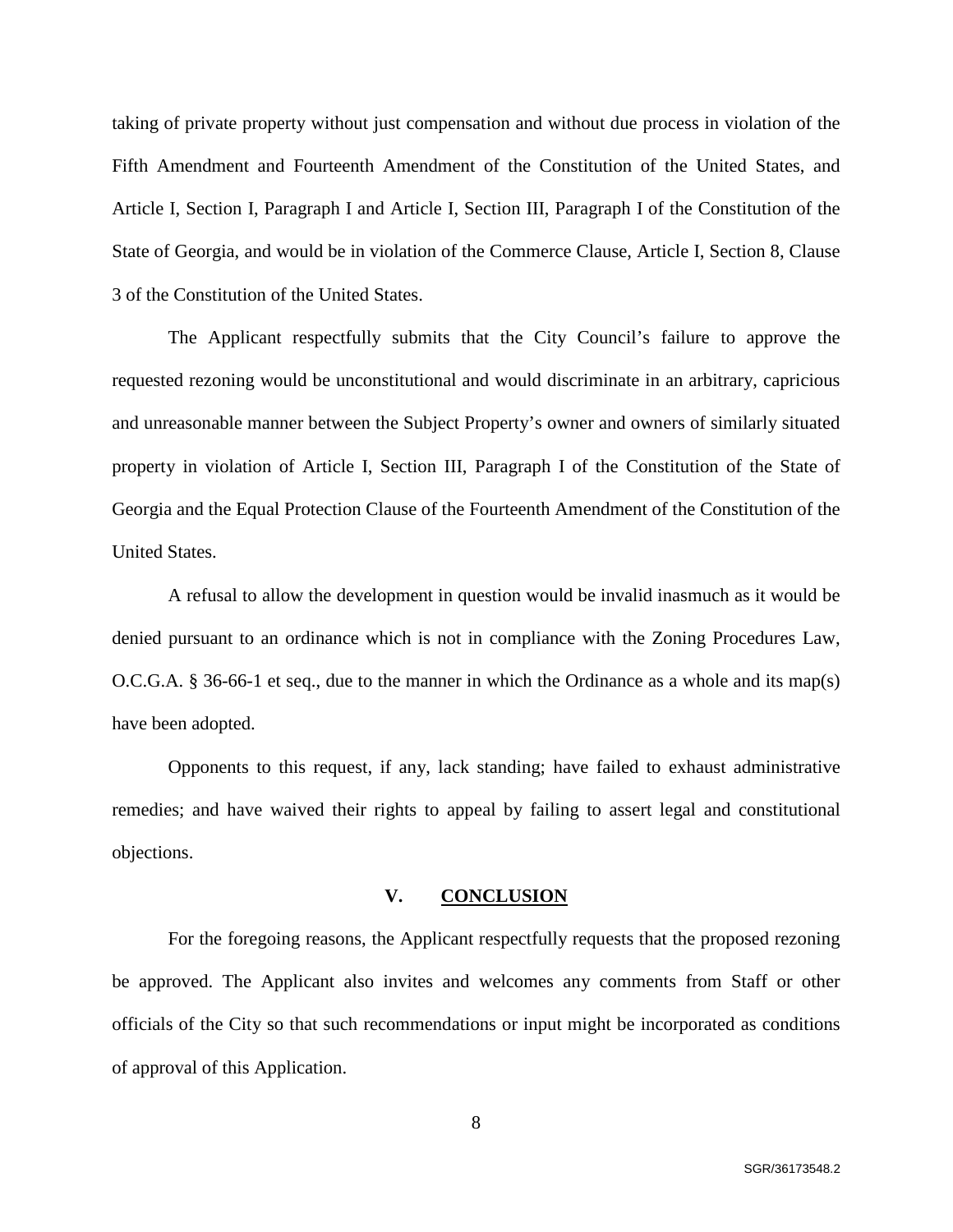taking of private property without just compensation and without due process in violation of the Fifth Amendment and Fourteenth Amendment of the Constitution of the United States, and Article I, Section I, Paragraph I and Article I, Section III, Paragraph I of the Constitution of the State of Georgia, and would be in violation of the Commerce Clause, Article I, Section 8, Clause 3 of the Constitution of the United States.

The Applicant respectfully submits that the City Council's failure to approve the requested rezoning would be unconstitutional and would discriminate in an arbitrary, capricious and unreasonable manner between the Subject Property's owner and owners of similarly situated property in violation of Article I, Section III, Paragraph I of the Constitution of the State of Georgia and the Equal Protection Clause of the Fourteenth Amendment of the Constitution of the United States.

A refusal to allow the development in question would be invalid inasmuch as it would be denied pursuant to an ordinance which is not in compliance with the Zoning Procedures Law, O.C.G.A. § 36-66-1 et seq., due to the manner in which the Ordinance as a whole and its map(s) have been adopted.

Opponents to this request, if any, lack standing; have failed to exhaust administrative remedies; and have waived their rights to appeal by failing to assert legal and constitutional objections.

## V. CONCLUSION

For the foregoing reasons, the Applicant respectfully requests that the proposed rezoning be approved. The Applicant also invites and welcomes any comments from Staff or other officials of the City so that such recommendations or input might be incorporated as conditions of approval of this Application.

SGR/36173548.2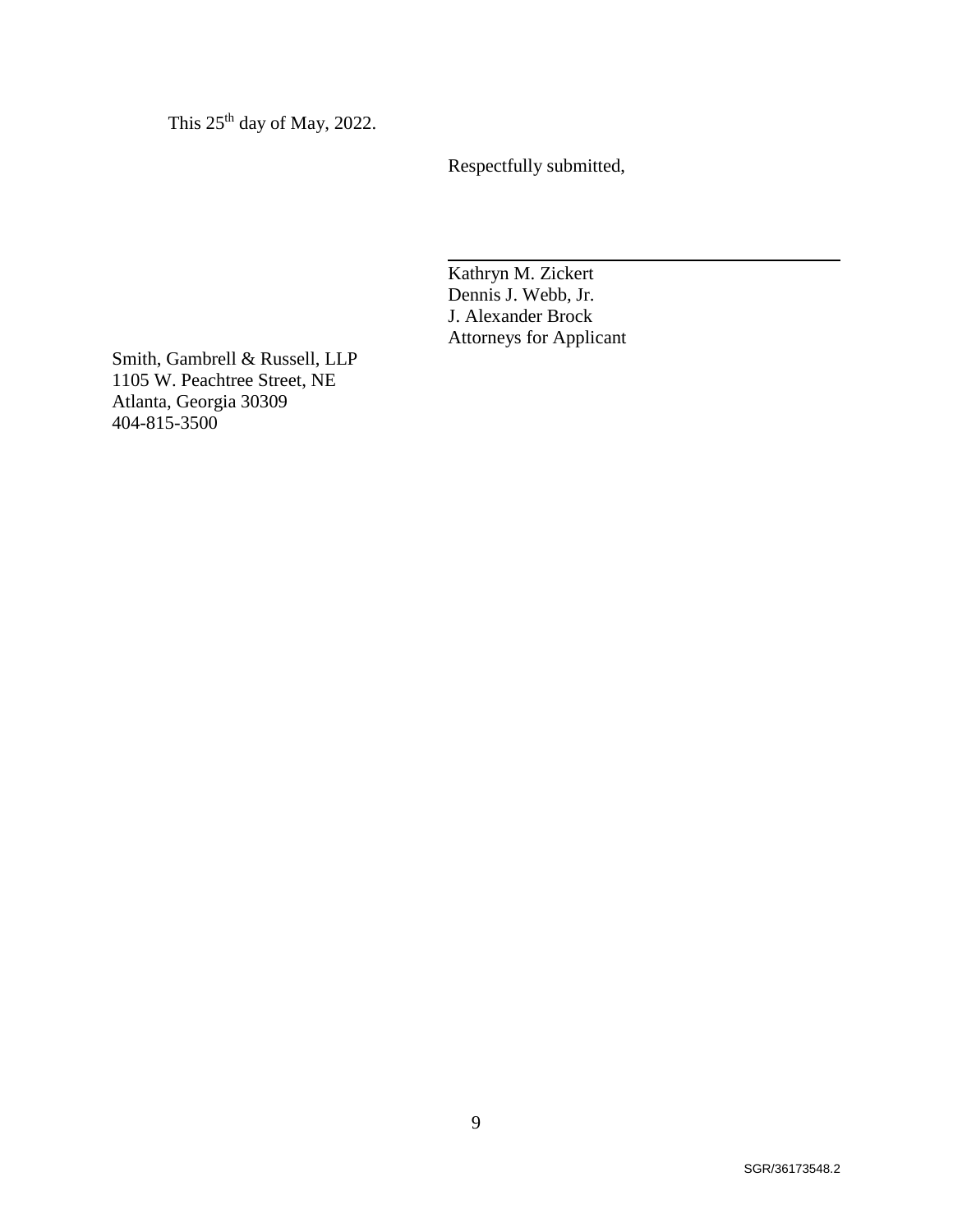This 25th day of May, 2022.

Respectfully submitted,

\_\_\_\_\_\_\_\_\_\_\_\_\_\_\_\_\_\_\_\_\_\_\_\_\_\_\_\_\_\_\_\_\_\_\_\_\_\_\_\_

Kathryn M. Zickert
Dennis J. Webb, Jr.
J. Alexander Brock
Attorneys for Applicant

Smith, Gambrell & Russell, LLP
1105 W. Peachtree Street, NE
Atlanta, Georgia 30309
404-815-3500

SGR/36173548.2